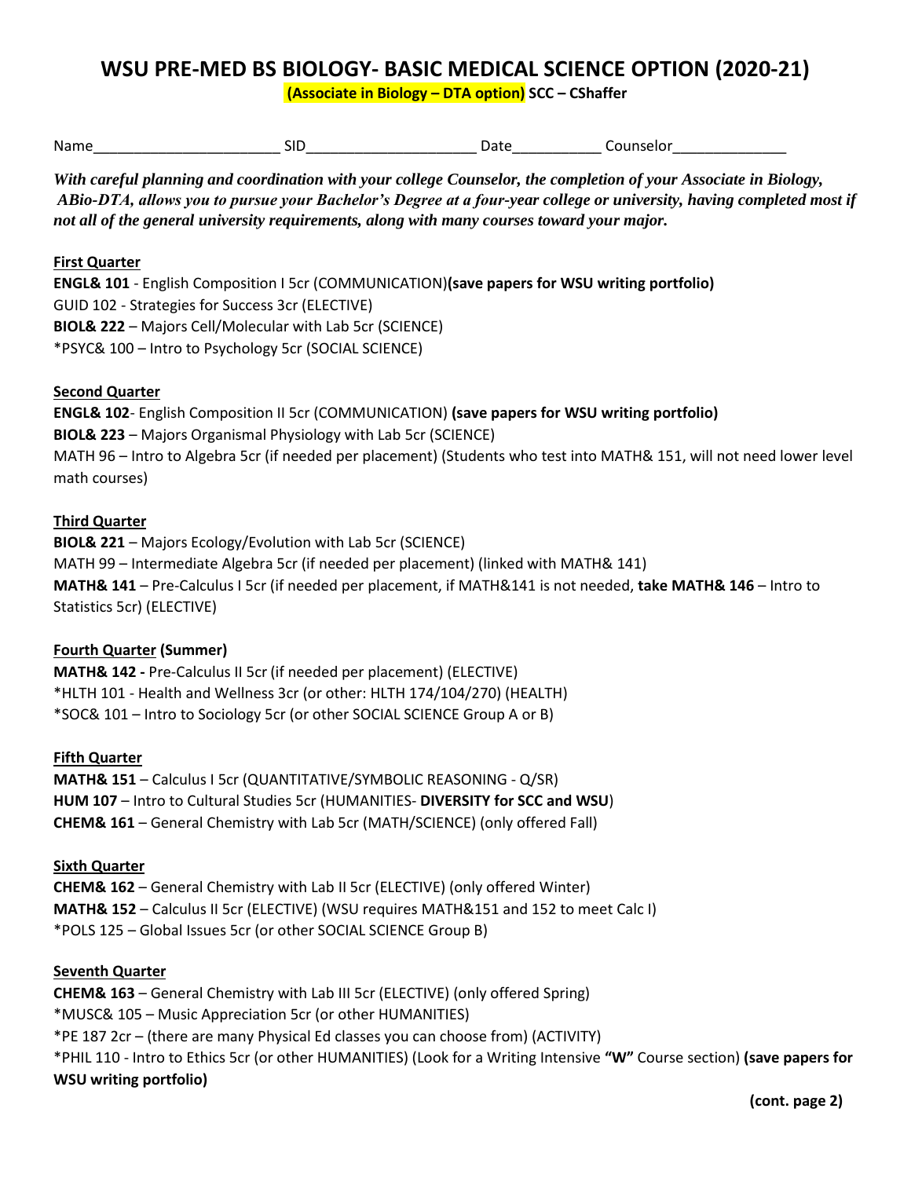# WSU PRE-MED BS BIOLOGY- BASIC MEDICAL SCIENCE OPTION (2020-21)

**(Associate in Biology – DTA option) SCC – CShaffer**

Name_______________________ SID_____________________ Date___________ Counselor______________

***With careful planning and coordination with your college Counselor, the completion of your Associate in Biology, ABio-DTA, allows you to pursue your Bachelor's Degree at a four-year college or university, having completed most if not all of the general university requirements, along with many courses toward your major.***

**First Quarter**

**ENGL& 101** - English Composition I 5cr (COMMUNICATION)**(save papers for WSU writing portfolio)**
GUID 102 - Strategies for Success 3cr (ELECTIVE)
**BIOL& 222** – Majors Cell/Molecular with Lab 5cr (SCIENCE)
*PSYC& 100 – Intro to Psychology 5cr (SOCIAL SCIENCE)

**Second Quarter**

**ENGL& 102**- English Composition II 5cr (COMMUNICATION) **(save papers for WSU writing portfolio)**
**BIOL& 223** – Majors Organismal Physiology with Lab 5cr (SCIENCE)
MATH 96 – Intro to Algebra 5cr (if needed per placement) (Students who test into MATH& 151, will not need lower level math courses)

**Third Quarter**

**BIOL& 221** – Majors Ecology/Evolution with Lab 5cr (SCIENCE)
MATH 99 – Intermediate Algebra 5cr (if needed per placement) (linked with MATH& 141)
**MATH& 141** – Pre-Calculus I 5cr (if needed per placement, if MATH&141 is not needed, **take MATH& 146** – Intro to Statistics 5cr) (ELECTIVE)

**Fourth Quarter (Summer)**

**MATH& 142 -** Pre-Calculus II 5cr (if needed per placement) (ELECTIVE)
*HLTH 101 - Health and Wellness 3cr (or other: HLTH 174/104/270) (HEALTH)
*SOC& 101 – Intro to Sociology 5cr (or other SOCIAL SCIENCE Group A or B)

**Fifth Quarter**

**MATH& 151** – Calculus I 5cr (QUANTITATIVE/SYMBOLIC REASONING - Q/SR)
**HUM 107** – Intro to Cultural Studies 5cr (HUMANITIES- **DIVERSITY for SCC and WSU**)
**CHEM& 161** – General Chemistry with Lab 5cr (MATH/SCIENCE) (only offered Fall)

**Sixth Quarter**

**CHEM& 162** – General Chemistry with Lab II 5cr (ELECTIVE) (only offered Winter)
**MATH& 152** – Calculus II 5cr (ELECTIVE) (WSU requires MATH&151 and 152 to meet Calc I)
*POLS 125 – Global Issues 5cr (or other SOCIAL SCIENCE Group B)

**Seventh Quarter**

**CHEM& 163** – General Chemistry with Lab III 5cr (ELECTIVE) (only offered Spring)
*MUSC& 105 – Music Appreciation 5cr (or other HUMANITIES)
*PE 187 2cr – (there are many Physical Ed classes you can choose from) (ACTIVITY)
*PHIL 110 - Intro to Ethics 5cr (or other HUMANITIES) (Look for a Writing Intensive **"W"** Course section) **(save papers for WSU writing portfolio)**

**(cont. page 2)**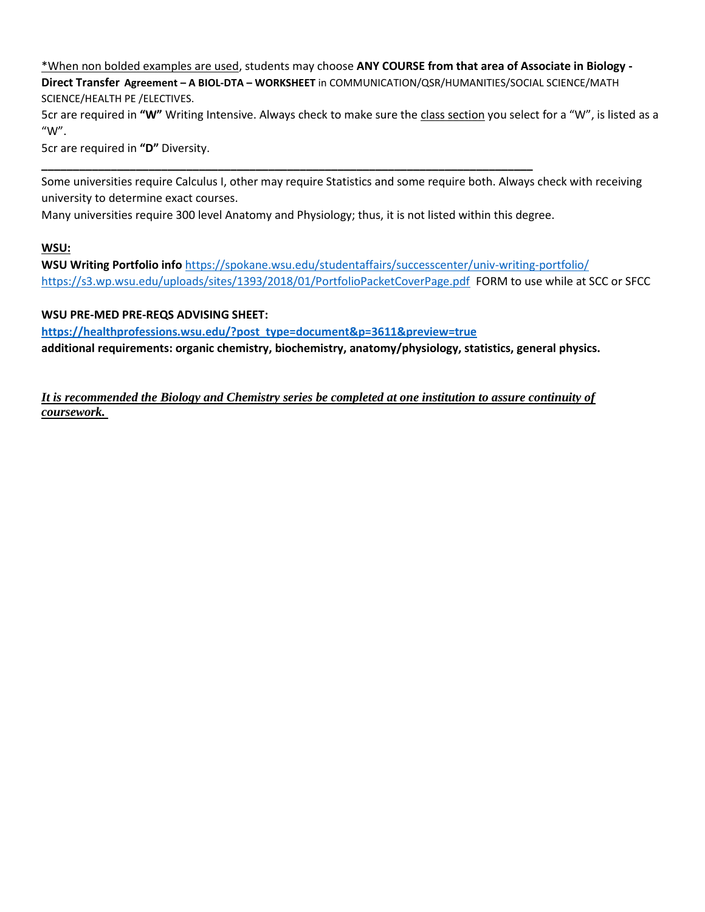*When non bolded examples are used, students may choose **ANY COURSE from that area of Associate in Biology - Direct Transfer Agreement – A BIOL-DTA – WORKSHEET** in COMMUNICATION/QSR/HUMANITIES/SOCIAL SCIENCE/MATH SCIENCE/HEALTH PE /ELECTIVES.

5cr are required in **"W"** Writing Intensive. Always check to make sure the class section you select for a "W", is listed as a "W".

5cr are required in **"D"** Diversity.

---

Some universities require Calculus I, other may require Statistics and some require both. Always check with receiving university to determine exact courses.

Many universities require 300 level Anatomy and Physiology; thus, it is not listed within this degree.

**WSU:**

**WSU Writing Portfolio info** https://spokane.wsu.edu/studentaffairs/successcenter/univ-writing-portfolio/
https://s3.wp.wsu.edu/uploads/sites/1393/2018/01/PortfolioPacketCoverPage.pdf FORM to use while at SCC or SFCC

**WSU PRE-MED PRE-REQS ADVISING SHEET:**
**https://healthprofessions.wsu.edu/?post_type=document&p=3611&preview=true**
**additional requirements: organic chemistry, biochemistry, anatomy/physiology, statistics, general physics.**

***It is recommended the Biology and Chemistry series be completed at one institution to assure continuity of coursework.***